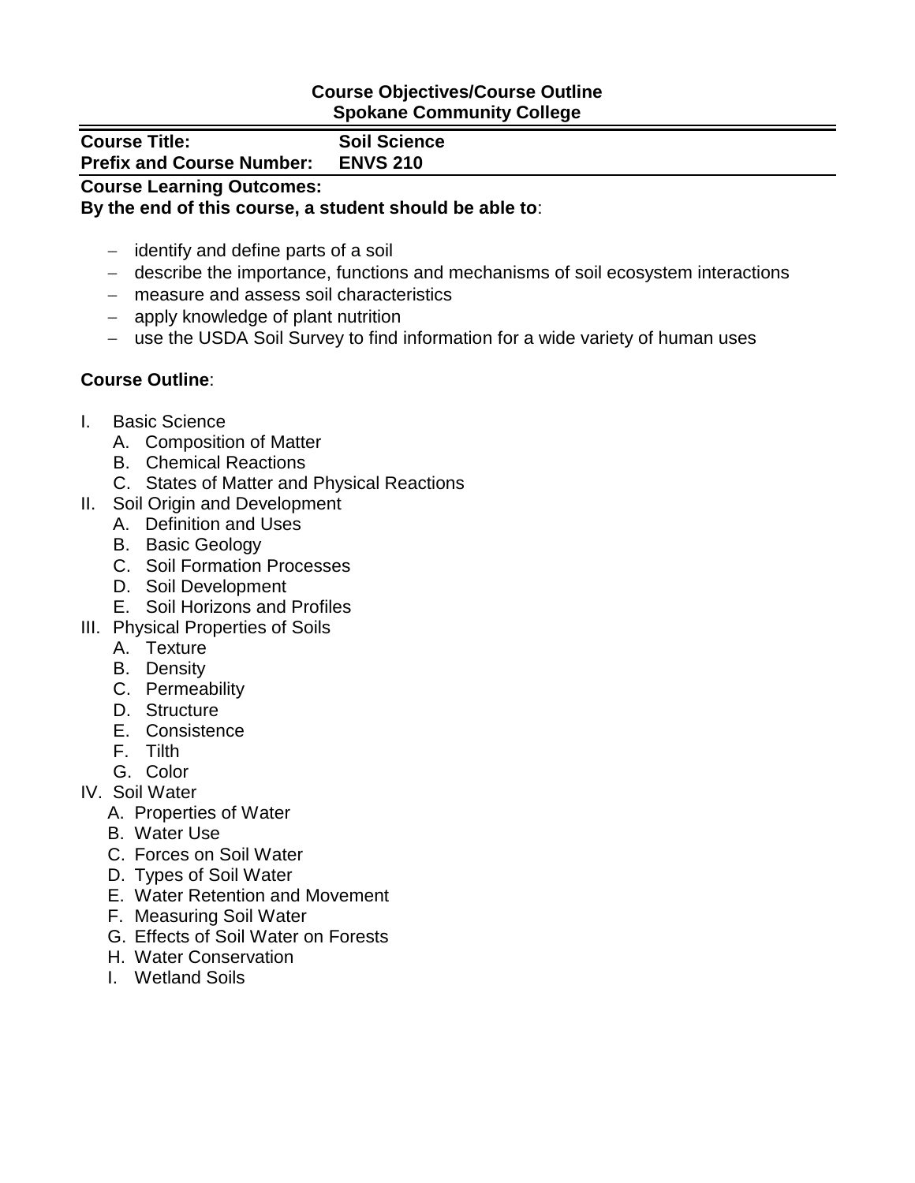**Course Objectives/Course Outline**
**Spokane Community College**

| **Course Title:** | **Soil Science** |
|---|---|
| **Prefix and Course Number:** | **ENVS 210** |

**Course Learning Outcomes:**
**By the end of this course, a student should be able to**:

- identify and define parts of a soil
- describe the importance, functions and mechanisms of soil ecosystem interactions
- measure and assess soil characteristics
- apply knowledge of plant nutrition
- use the USDA Soil Survey to find information for a wide variety of human uses

**Course Outline**:

I. Basic Science
   A. Composition of Matter
   B. Chemical Reactions
   C. States of Matter and Physical Reactions

II. Soil Origin and Development
   A. Definition and Uses
   B. Basic Geology
   C. Soil Formation Processes
   D. Soil Development
   E. Soil Horizons and Profiles

III. Physical Properties of Soils
   A. Texture
   B. Density
   C. Permeability
   D. Structure
   E. Consistence
   F. Tilth
   G. Color

IV. Soil Water
   A. Properties of Water
   B. Water Use
   C. Forces on Soil Water
   D. Types of Soil Water
   E. Water Retention and Movement
   F. Measuring Soil Water
   G. Effects of Soil Water on Forests
   H. Water Conservation
   I. Wetland Soils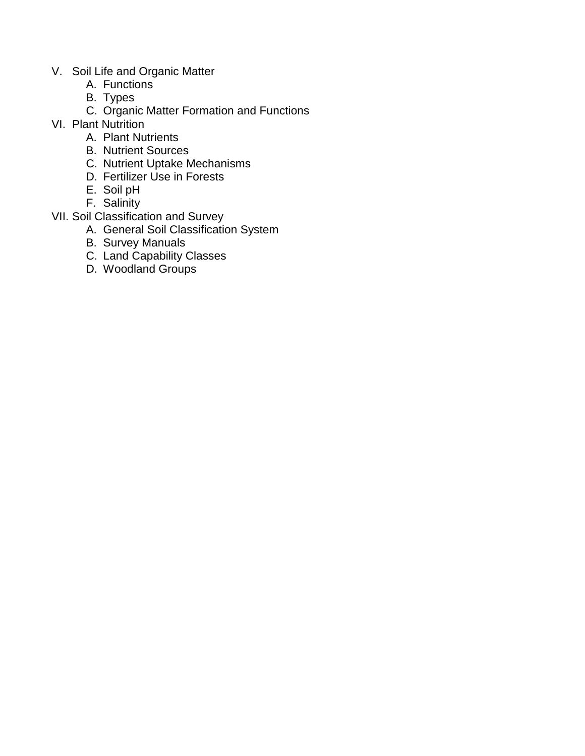V. Soil Life and Organic Matter
   A. Functions
   B. Types
   C. Organic Matter Formation and Functions

VI. Plant Nutrition
   A. Plant Nutrients
   B. Nutrient Sources
   C. Nutrient Uptake Mechanisms
   D. Fertilizer Use in Forests
   E. Soil pH
   F. Salinity

VII. Soil Classification and Survey
   A. General Soil Classification System
   B. Survey Manuals
   C. Land Capability Classes
   D. Woodland Groups